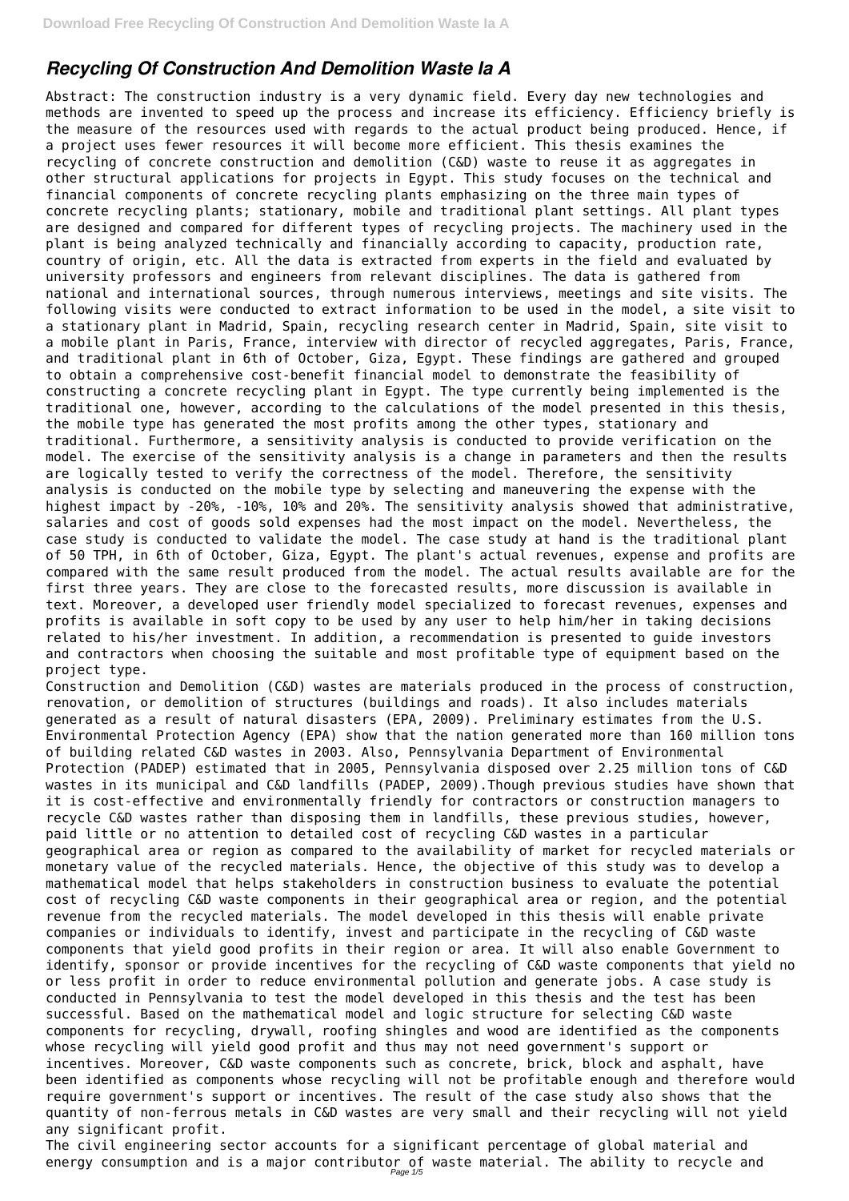# *Recycling Of Construction And Demolition Waste Ia A*

Abstract: The construction industry is a very dynamic field. Every day new technologies and methods are invented to speed up the process and increase its efficiency. Efficiency briefly is the measure of the resources used with regards to the actual product being produced. Hence, if a project uses fewer resources it will become more efficient. This thesis examines the recycling of concrete construction and demolition (C&D) waste to reuse it as aggregates in other structural applications for projects in Egypt. This study focuses on the technical and financial components of concrete recycling plants emphasizing on the three main types of concrete recycling plants; stationary, mobile and traditional plant settings. All plant types are designed and compared for different types of recycling projects. The machinery used in the plant is being analyzed technically and financially according to capacity, production rate, country of origin, etc. All the data is extracted from experts in the field and evaluated by university professors and engineers from relevant disciplines. The data is gathered from national and international sources, through numerous interviews, meetings and site visits. The following visits were conducted to extract information to be used in the model, a site visit to a stationary plant in Madrid, Spain, recycling research center in Madrid, Spain, site visit to a mobile plant in Paris, France, interview with director of recycled aggregates, Paris, France, and traditional plant in 6th of October, Giza, Egypt. These findings are gathered and grouped to obtain a comprehensive cost-benefit financial model to demonstrate the feasibility of constructing a concrete recycling plant in Egypt. The type currently being implemented is the traditional one, however, according to the calculations of the model presented in this thesis, the mobile type has generated the most profits among the other types, stationary and traditional. Furthermore, a sensitivity analysis is conducted to provide verification on the model. The exercise of the sensitivity analysis is a change in parameters and then the results are logically tested to verify the correctness of the model. Therefore, the sensitivity analysis is conducted on the mobile type by selecting and maneuvering the expense with the highest impact by -20%, -10%, 10% and 20%. The sensitivity analysis showed that administrative, salaries and cost of goods sold expenses had the most impact on the model. Nevertheless, the case study is conducted to validate the model. The case study at hand is the traditional plant of 50 TPH, in 6th of October, Giza, Egypt. The plant's actual revenues, expense and profits are compared with the same result produced from the model. The actual results available are for the first three years. They are close to the forecasted results, more discussion is available in text. Moreover, a developed user friendly model specialized to forecast revenues, expenses and profits is available in soft copy to be used by any user to help him/her in taking decisions related to his/her investment. In addition, a recommendation is presented to guide investors and contractors when choosing the suitable and most profitable type of equipment based on the project type.

Construction and Demolition (C&D) wastes are materials produced in the process of construction, renovation, or demolition of structures (buildings and roads). It also includes materials generated as a result of natural disasters (EPA, 2009). Preliminary estimates from the U.S. Environmental Protection Agency (EPA) show that the nation generated more than 160 million tons of building related C&D wastes in 2003. Also, Pennsylvania Department of Environmental Protection (PADEP) estimated that in 2005, Pennsylvania disposed over 2.25 million tons of C&D wastes in its municipal and C&D landfills (PADEP, 2009).Though previous studies have shown that it is cost-effective and environmentally friendly for contractors or construction managers to recycle C&D wastes rather than disposing them in landfills, these previous studies, however, paid little or no attention to detailed cost of recycling C&D wastes in a particular geographical area or region as compared to the availability of market for recycled materials or monetary value of the recycled materials. Hence, the objective of this study was to develop a mathematical model that helps stakeholders in construction business to evaluate the potential cost of recycling C&D waste components in their geographical area or region, and the potential revenue from the recycled materials. The model developed in this thesis will enable private companies or individuals to identify, invest and participate in the recycling of C&D waste components that yield good profits in their region or area. It will also enable Government to identify, sponsor or provide incentives for the recycling of C&D waste components that yield no or less profit in order to reduce environmental pollution and generate jobs. A case study is conducted in Pennsylvania to test the model developed in this thesis and the test has been successful. Based on the mathematical model and logic structure for selecting C&D waste components for recycling, drywall, roofing shingles and wood are identified as the components whose recycling will yield good profit and thus may not need government's support or incentives. Moreover, C&D waste components such as concrete, brick, block and asphalt, have been identified as components whose recycling will not be profitable enough and therefore would require government's support or incentives. The result of the case study also shows that the quantity of non-ferrous metals in C&D wastes are very small and their recycling will not yield any significant profit.

The civil engineering sector accounts for a significant percentage of global material and energy consumption and is a major contributor of waste material. The ability to recycle and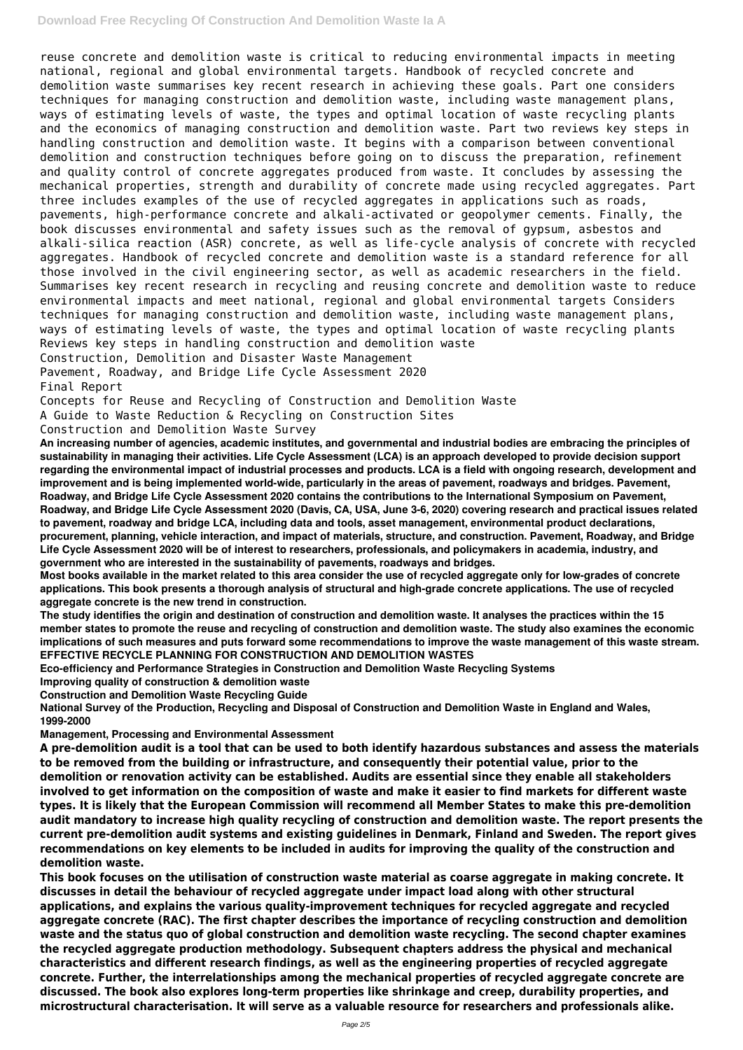reuse concrete and demolition waste is critical to reducing environmental impacts in meeting national, regional and global environmental targets. Handbook of recycled concrete and demolition waste summarises key recent research in achieving these goals. Part one considers techniques for managing construction and demolition waste, including waste management plans, ways of estimating levels of waste, the types and optimal location of waste recycling plants and the economics of managing construction and demolition waste. Part two reviews key steps in handling construction and demolition waste. It begins with a comparison between conventional demolition and construction techniques before going on to discuss the preparation, refinement and quality control of concrete aggregates produced from waste. It concludes by assessing the mechanical properties, strength and durability of concrete made using recycled aggregates. Part three includes examples of the use of recycled aggregates in applications such as roads, pavements, high-performance concrete and alkali-activated or geopolymer cements. Finally, the book discusses environmental and safety issues such as the removal of gypsum, asbestos and alkali-silica reaction (ASR) concrete, as well as life-cycle analysis of concrete with recycled aggregates. Handbook of recycled concrete and demolition waste is a standard reference for all those involved in the civil engineering sector, as well as academic researchers in the field. Summarises key recent research in recycling and reusing concrete and demolition waste to reduce environmental impacts and meet national, regional and global environmental targets Considers techniques for managing construction and demolition waste, including waste management plans, ways of estimating levels of waste, the types and optimal location of waste recycling plants Reviews key steps in handling construction and demolition waste

Construction, Demolition and Disaster Waste Management

Pavement, Roadway, and Bridge Life Cycle Assessment 2020

Final Report

Concepts for Reuse and Recycling of Construction and Demolition Waste

A Guide to Waste Reduction & Recycling on Construction Sites

Construction and Demolition Waste Survey

**An increasing number of agencies, academic institutes, and governmental and industrial bodies are embracing the principles of sustainability in managing their activities. Life Cycle Assessment (LCA) is an approach developed to provide decision support regarding the environmental impact of industrial processes and products. LCA is a field with ongoing research, development and improvement and is being implemented world-wide, particularly in the areas of pavement, roadways and bridges. Pavement, Roadway, and Bridge Life Cycle Assessment 2020 contains the contributions to the International Symposium on Pavement, Roadway, and Bridge Life Cycle Assessment 2020 (Davis, CA, USA, June 3-6, 2020) covering research and practical issues related to pavement, roadway and bridge LCA, including data and tools, asset management, environmental product declarations, procurement, planning, vehicle interaction, and impact of materials, structure, and construction. Pavement, Roadway, and Bridge Life Cycle Assessment 2020 will be of interest to researchers, professionals, and policymakers in academia, industry, and government who are interested in the sustainability of pavements, roadways and bridges.**

**Most books available in the market related to this area consider the use of recycled aggregate only for low-grades of concrete applications. This book presents a thorough analysis of structural and high-grade concrete applications. The use of recycled aggregate concrete is the new trend in construction.**

**The study identifies the origin and destination of construction and demolition waste. It analyses the practices within the 15 member states to promote the reuse and recycling of construction and demolition waste. The study also examines the economic implications of such measures and puts forward some recommendations to improve the waste management of this waste stream.**

**EFFECTIVE RECYCLE PLANNING FOR CONSTRUCTION AND DEMOLITION WASTES**

**Eco-efficiency and Performance Strategies in Construction and Demolition Waste Recycling Systems**

**Improving quality of construction & demolition waste**

**Construction and Demolition Waste Recycling Guide**

**National Survey of the Production, Recycling and Disposal of Construction and Demolition Waste in England and Wales, 1999-2000**

**Management, Processing and Environmental Assessment**

**A pre-demolition audit is a tool that can be used to both identify hazardous substances and assess the materials to be removed from the building or infrastructure, and consequently their potential value, prior to the demolition or renovation activity can be established. Audits are essential since they enable all stakeholders involved to get information on the composition of waste and make it easier to find markets for different waste types. It is likely that the European Commission will recommend all Member States to make this pre-demolition audit mandatory to increase high quality recycling of construction and demolition waste. The report presents the current pre-demolition audit systems and existing guidelines in Denmark, Finland and Sweden. The report gives recommendations on key elements to be included in audits for improving the quality of the construction and demolition waste.**

**This book focuses on the utilisation of construction waste material as coarse aggregate in making concrete. It discusses in detail the behaviour of recycled aggregate under impact load along with other structural applications, and explains the various quality-improvement techniques for recycled aggregate and recycled aggregate concrete (RAC). The first chapter describes the importance of recycling construction and demolition waste and the status quo of global construction and demolition waste recycling. The second chapter examines the recycled aggregate production methodology. Subsequent chapters address the physical and mechanical characteristics and different research findings, as well as the engineering properties of recycled aggregate concrete. Further, the interrelationships among the mechanical properties of recycled aggregate concrete are discussed. The book also explores long-term properties like shrinkage and creep, durability properties, and microstructural characterisation. It will serve as a valuable resource for researchers and professionals alike.**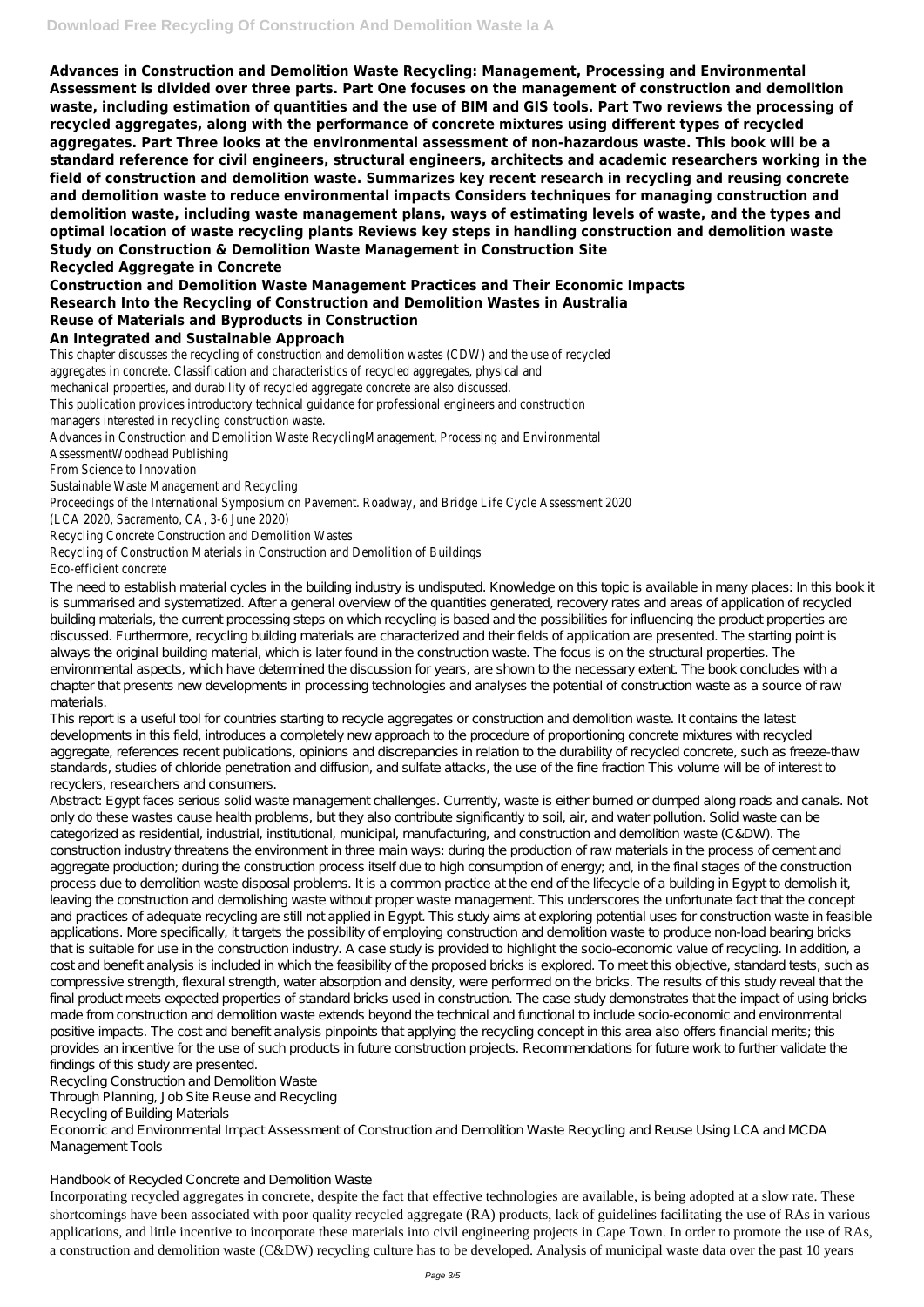**Advances in Construction and Demolition Waste Recycling: Management, Processing and Environmental Assessment is divided over three parts. Part One focuses on the management of construction and demolition waste, including estimation of quantities and the use of BIM and GIS tools. Part Two reviews the processing of recycled aggregates, along with the performance of concrete mixtures using different types of recycled aggregates. Part Three looks at the environmental assessment of non-hazardous waste. This book will be a standard reference for civil engineers, structural engineers, architects and academic researchers working in the field of construction and demolition waste. Summarizes key recent research in recycling and reusing concrete and demolition waste to reduce environmental impacts Considers techniques for managing construction and demolition waste, including waste management plans, ways of estimating levels of waste, and the types and optimal location of waste recycling plants Reviews key steps in handling construction and demolition waste Study on Construction & Demolition Waste Management in Construction Site**

**Recycled Aggregate in Concrete**

**Construction and Demolition Waste Management Practices and Their Economic Impacts**

**Research Into the Recycling of Construction and Demolition Wastes in Australia**

**Reuse of Materials and Byproducts in Construction**

**An Integrated and Sustainable Approach**

This chapter discusses the recycling of construction and demolition wastes (CDW) and the use of recycled aggregates in concrete. Classification and characteristics of recycled aggregates, physical and mechanical properties, and durability of recycled aggregate concrete are also discussed.

This publication provides introductory technical guidance for professional engineers and construction managers interested in recycling construction waste.

Advances in Construction and Demolition Waste RecyclingManagement, Processing and Environmental AssessmentWoodhead Publishing

From Science to Innovation

Sustainable Waste Management and Recycling

Proceedings of the International Symposium on Pavement. Roadway, and Bridge Life Cycle Assessment 2020 (LCA 2020, Sacramento, CA, 3-6 June 2020)

Recycling Concrete Construction and Demolition Wastes

Recycling of Construction Materials in Construction and Demolition of Buildings

Eco-efficient concrete

The need to establish material cycles in the building industry is undisputed. Knowledge on this topic is available in many places: In this book it is summarised and systematized. After a general overview of the quantities generated, recovery rates and areas of application of recycled building materials, the current processing steps on which recycling is based and the possibilities for influencing the product properties are discussed. Furthermore, recycling building materials are characterized and their fields of application are presented. The starting point is always the original building material, which is later found in the construction waste. The focus is on the structural properties. The environmental aspects, which have determined the discussion for years, are shown to the necessary extent. The book concludes with a chapter that presents new developments in processing technologies and analyses the potential of construction waste as a source of raw materials.

This report is a useful tool for countries starting to recycle aggregates or construction and demolition waste. It contains the latest developments in this field, introduces a completely new approach to the procedure of proportioning concrete mixtures with recycled aggregate, references recent publications, opinions and discrepancies in relation to the durability of recycled concrete, such as freeze-thaw standards, studies of chloride penetration and diffusion, and sulfate attacks, the use of the fine fraction This volume will be of interest to recyclers, researchers and consumers.

Abstract: Egypt faces serious solid waste management challenges. Currently, waste is either burned or dumped along roads and canals. Not only do these wastes cause health problems, but they also contribute significantly to soil, air, and water pollution. Solid waste can be categorized as residential, industrial, institutional, municipal, manufacturing, and construction and demolition waste (C&DW). The construction industry threatens the environment in three main ways: during the production of raw materials in the process of cement and aggregate production; during the construction process itself due to high consumption of energy; and, in the final stages of the construction process due to demolition waste disposal problems. It is a common practice at the end of the lifecycle of a building in Egypt to demolish it, leaving the construction and demolishing waste without proper waste management. This underscores the unfortunate fact that the concept and practices of adequate recycling are still not applied in Egypt. This study aims at exploring potential uses for construction waste in feasible applications. More specifically, it targets the possibility of employing construction and demolition waste to produce non-load bearing bricks that is suitable for use in the construction industry. A case study is provided to highlight the socio-economic value of recycling. In addition, a cost and benefit analysis is included in which the feasibility of the proposed bricks is explored. To meet this objective, standard tests, such as compressive strength, flexural strength, water absorption and density, were performed on the bricks. The results of this study reveal that the final product meets expected properties of standard bricks used in construction. The case study demonstrates that the impact of using bricks made from construction and demolition waste extends beyond the technical and functional to include socio-economic and environmental positive impacts. The cost and benefit analysis pinpoints that applying the recycling concept in this area also offers financial merits; this provides an incentive for the use of such products in future construction projects. Recommendations for future work to further validate the findings of this study are presented.

Recycling Construction and Demolition Waste

Through Planning, Job Site Reuse and Recycling

Recycling of Building Materials

Economic and Environmental Impact Assessment of Construction and Demolition Waste Recycling and Reuse Using LCA and MCDA Management Tools

Handbook of Recycled Concrete and Demolition Waste

Incorporating recycled aggregates in concrete, despite the fact that effective technologies are available, is being adopted at a slow rate. These shortcomings have been associated with poor quality recycled aggregate (RA) products, lack of guidelines facilitating the use of RAs in various applications, and little incentive to incorporate these materials into civil engineering projects in Cape Town. In order to promote the use of RAs, a construction and demolition waste (C&DW) recycling culture has to be developed. Analysis of municipal waste data over the past 10 years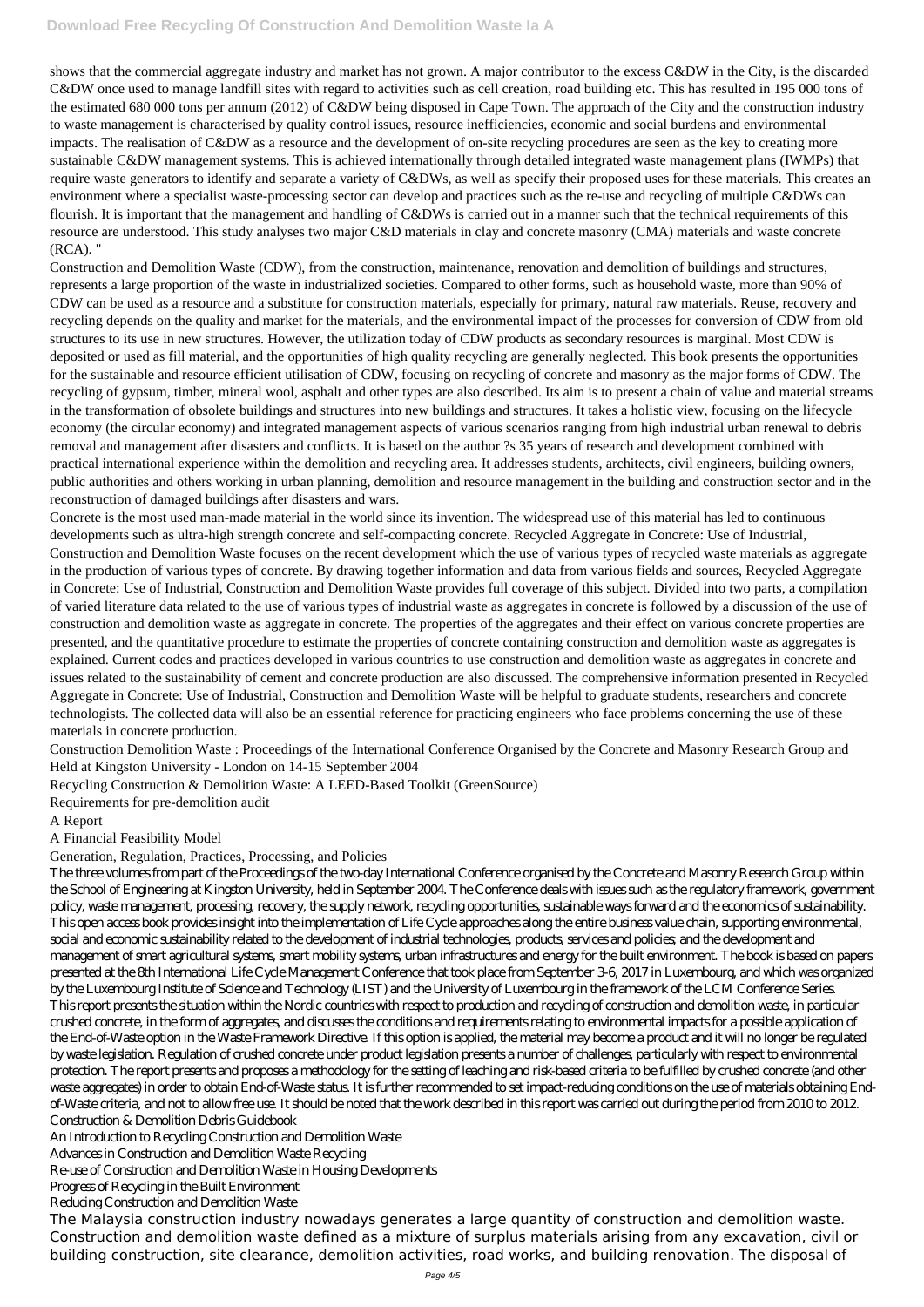shows that the commercial aggregate industry and market has not grown. A major contributor to the excess C&DW in the City, is the discarded C&DW once used to manage landfill sites with regard to activities such as cell creation, road building etc. This has resulted in 195 000 tons of the estimated 680 000 tons per annum (2012) of C&DW being disposed in Cape Town. The approach of the City and the construction industry to waste management is characterised by quality control issues, resource inefficiencies, economic and social burdens and environmental impacts. The realisation of C&DW as a resource and the development of on-site recycling procedures are seen as the key to creating more sustainable C&DW management systems. This is achieved internationally through detailed integrated waste management plans (IWMPs) that require waste generators to identify and separate a variety of C&DWs, as well as specify their proposed uses for these materials. This creates an environment where a specialist waste-processing sector can develop and practices such as the re-use and recycling of multiple C&DWs can flourish. It is important that the management and handling of C&DWs is carried out in a manner such that the technical requirements of this resource are understood. This study analyses two major C&D materials in clay and concrete masonry (CMA) materials and waste concrete (RCA). "

Construction and Demolition Waste (CDW), from the construction, maintenance, renovation and demolition of buildings and structures, represents a large proportion of the waste in industrialized societies. Compared to other forms, such as household waste, more than 90% of CDW can be used as a resource and a substitute for construction materials, especially for primary, natural raw materials. Reuse, recovery and recycling depends on the quality and market for the materials, and the environmental impact of the processes for conversion of CDW from old structures to its use in new structures. However, the utilization today of CDW products as secondary resources is marginal. Most CDW is deposited or used as fill material, and the opportunities of high quality recycling are generally neglected. This book presents the opportunities for the sustainable and resource efficient utilisation of CDW, focusing on recycling of concrete and masonry as the major forms of CDW. The recycling of gypsum, timber, mineral wool, asphalt and other types are also described. Its aim is to present a chain of value and material streams in the transformation of obsolete buildings and structures into new buildings and structures. It takes a holistic view, focusing on the lifecycle economy (the circular economy) and integrated management aspects of various scenarios ranging from high industrial urban renewal to debris removal and management after disasters and conflicts. It is based on the author ?s 35 years of research and development combined with practical international experience within the demolition and recycling area. It addresses students, architects, civil engineers, building owners, public authorities and others working in urban planning, demolition and resource management in the building and construction sector and in the reconstruction of damaged buildings after disasters and wars.

Concrete is the most used man-made material in the world since its invention. The widespread use of this material has led to continuous developments such as ultra-high strength concrete and self-compacting concrete. Recycled Aggregate in Concrete: Use of Industrial, Construction and Demolition Waste focuses on the recent development which the use of various types of recycled waste materials as aggregate in the production of various types of concrete. By drawing together information and data from various fields and sources, Recycled Aggregate in Concrete: Use of Industrial, Construction and Demolition Waste provides full coverage of this subject. Divided into two parts, a compilation of varied literature data related to the use of various types of industrial waste as aggregates in concrete is followed by a discussion of the use of construction and demolition waste as aggregate in concrete. The properties of the aggregates and their effect on various concrete properties are presented, and the quantitative procedure to estimate the properties of concrete containing construction and demolition waste as aggregates is explained. Current codes and practices developed in various countries to use construction and demolition waste as aggregates in concrete and issues related to the sustainability of cement and concrete production are also discussed. The comprehensive information presented in Recycled Aggregate in Concrete: Use of Industrial, Construction and Demolition Waste will be helpful to graduate students, researchers and concrete technologists. The collected data will also be an essential reference for practicing engineers who face problems concerning the use of these materials in concrete production.

Construction Demolition Waste : Proceedings of the International Conference Organised by the Concrete and Masonry Research Group and Held at Kingston University - London on 14-15 September 2004

Recycling Construction & Demolition Waste: A LEED-Based Toolkit (GreenSource)

Requirements for pre-demolition audit

A Report

A Financial Feasibility Model

Generation, Regulation, Practices, Processing, and Policies

The three volumes from part of the Proceedings of the two-day International Conference organised by the Concrete and Masonry Research Group within the School of Engineering at Kingston University, held in September 2004. The Conference deals with issues such as the regulatory framework, government policy, waste management, processing, recovery, the supply network, recycling opportunities, sustainable ways forward and the economics of sustainability.

This open access book provides insight into the implementation of Life Cycle approaches along the entire business value chain, supporting environmental, social and economic sustainability related to the development of industrial technologies, products, services and policies; and the development and management of smart agricultural systems, smart mobility systems, urban infrastructures and energy for the built environment. The book is based on papers presented at the 8th International Life Cycle Management Conference that took place from September 3-6, 2017 in Luxembourg, and which was organized by the Luxembourg Institute of Science and Technology (LIST) and the University of Luxembourg in the framework of the LCM Conference Series.

This report presents the situation within the Nordic countries with respect to production and recycling of construction and demolition waste, in particular crushed concrete, in the form of aggregates, and discusses the conditions and requirements relating to environmental impacts for a possible application of the End-of-Waste option in the Waste Framework Directive. If this option is applied, the material may become a product and it will no longer be regulated by waste legislation. Regulation of crushed concrete under product legislation presents a number of challenges, particularly with respect to environmental protection. The report presents and proposes a methodology for the setting of leaching and risk-based criteria to be fulfilled by crushed concrete (and other waste aggregates) in order to obtain End-of-Waste status. It is further recommended to set impact-reducing conditions on the use of materials obtaining End-of-Waste criteria, and not to allow free use. It should be noted that the work described in this report was carried out during the period from 2010 to 2012.

Construction & Demolition Debris Guidebook

An Introduction to Recycling Construction and Demolition Waste

Advances in Construction and Demolition Waste Recycling

Re-use of Construction and Demolition Waste in Housing Developments

Progress of Recycling in the Built Environment

Reducing Construction and Demolition Waste

The Malaysia construction industry nowadays generates a large quantity of construction and demolition waste. Construction and demolition waste defined as a mixture of surplus materials arising from any excavation, civil or building construction, site clearance, demolition activities, road works, and building renovation. The disposal of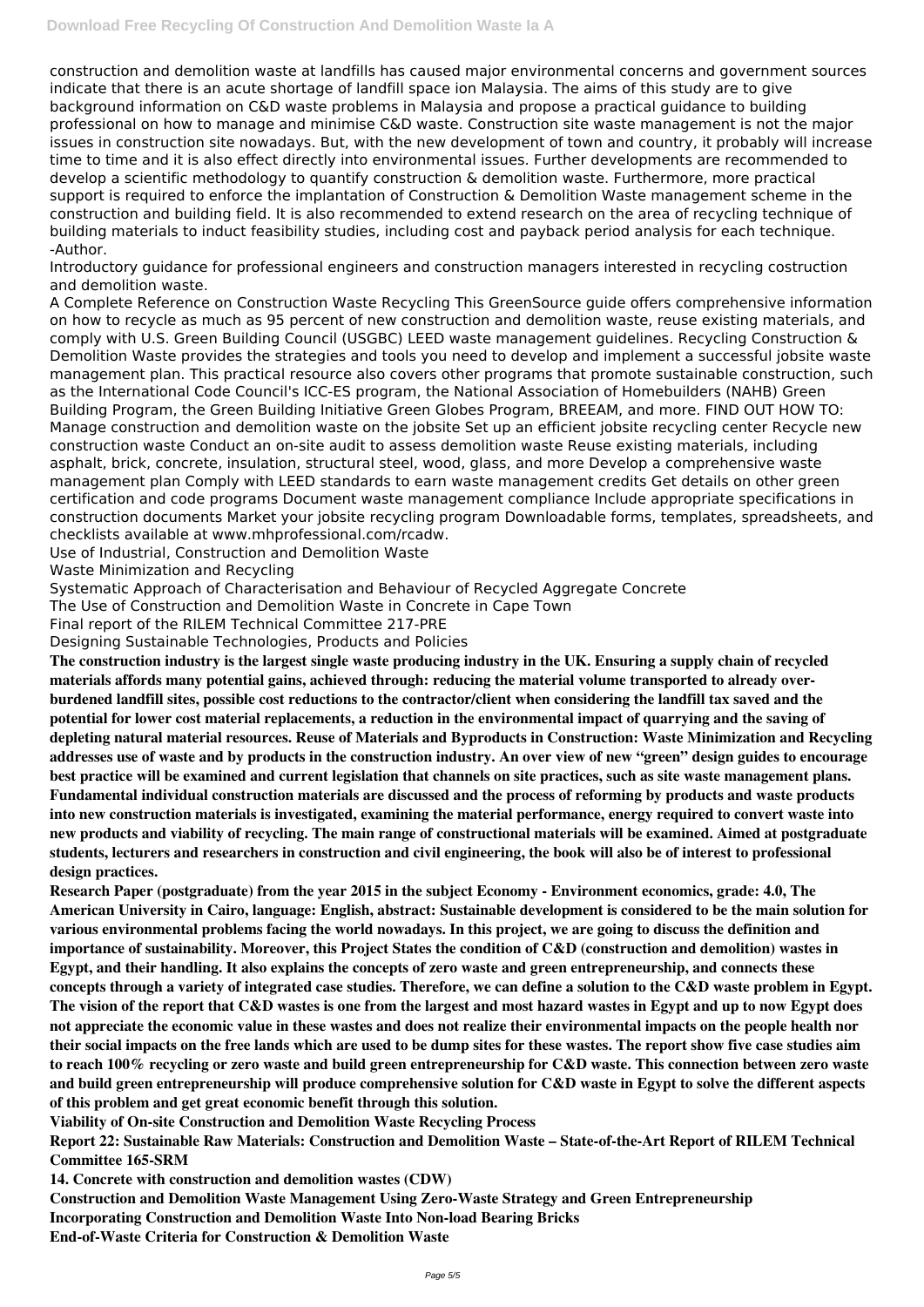construction and demolition waste at landfills has caused major environmental concerns and government sources indicate that there is an acute shortage of landfill space ion Malaysia. The aims of this study are to give background information on C&D waste problems in Malaysia and propose a practical guidance to building professional on how to manage and minimise C&D waste. Construction site waste management is not the major issues in construction site nowadays. But, with the new development of town and country, it probably will increase time to time and it is also effect directly into environmental issues. Further developments are recommended to develop a scientific methodology to quantify construction & demolition waste. Furthermore, more practical support is required to enforce the implantation of Construction & Demolition Waste management scheme in the construction and building field. It is also recommended to extend research on the area of recycling technique of building materials to induct feasibility studies, including cost and payback period analysis for each technique. -Author.

Introductory guidance for professional engineers and construction managers interested in recycling costruction and demolition waste.

A Complete Reference on Construction Waste Recycling This GreenSource guide offers comprehensive information on how to recycle as much as 95 percent of new construction and demolition waste, reuse existing materials, and comply with U.S. Green Building Council (USGBC) LEED waste management guidelines. Recycling Construction & Demolition Waste provides the strategies and tools you need to develop and implement a successful jobsite waste management plan. This practical resource also covers other programs that promote sustainable construction, such as the International Code Council's ICC-ES program, the National Association of Homebuilders (NAHB) Green Building Program, the Green Building Initiative Green Globes Program, BREEAM, and more. FIND OUT HOW TO: Manage construction and demolition waste on the jobsite Set up an efficient jobsite recycling center Recycle new construction waste Conduct an on-site audit to assess demolition waste Reuse existing materials, including asphalt, brick, concrete, insulation, structural steel, wood, glass, and more Develop a comprehensive waste management plan Comply with LEED standards to earn waste management credits Get details on other green certification and code programs Document waste management compliance Include appropriate specifications in construction documents Market your jobsite recycling program Downloadable forms, templates, spreadsheets, and checklists available at www.mhprofessional.com/rcadw.

Use of Industrial, Construction and Demolition Waste

Waste Minimization and Recycling

Systematic Approach of Characterisation and Behaviour of Recycled Aggregate Concrete

The Use of Construction and Demolition Waste in Concrete in Cape Town

Final report of the RILEM Technical Committee 217-PRE

Designing Sustainable Technologies, Products and Policies

**The construction industry is the largest single waste producing industry in the UK. Ensuring a supply chain of recycled materials affords many potential gains, achieved through: reducing the material volume transported to already over-burdened landfill sites, possible cost reductions to the contractor/client when considering the landfill tax saved and the potential for lower cost material replacements, a reduction in the environmental impact of quarrying and the saving of depleting natural material resources. Reuse of Materials and Byproducts in Construction: Waste Minimization and Recycling addresses use of waste and by products in the construction industry. An over view of new "green" design guides to encourage best practice will be examined and current legislation that channels on site practices, such as site waste management plans. Fundamental individual construction materials are discussed and the process of reforming by products and waste products into new construction materials is investigated, examining the material performance, energy required to convert waste into new products and viability of recycling. The main range of constructional materials will be examined. Aimed at postgraduate students, lecturers and researchers in construction and civil engineering, the book will also be of interest to professional design practices.**

**Research Paper (postgraduate) from the year 2015 in the subject Economy - Environment economics, grade: 4.0, The American University in Cairo, language: English, abstract: Sustainable development is considered to be the main solution for various environmental problems facing the world nowadays. In this project, we are going to discuss the definition and importance of sustainability. Moreover, this Project States the condition of C&D (construction and demolition) wastes in Egypt, and their handling. It also explains the concepts of zero waste and green entrepreneurship, and connects these concepts through a variety of integrated case studies. Therefore, we can define a solution to the C&D waste problem in Egypt. The vision of the report that C&D wastes is one from the largest and most hazard wastes in Egypt and up to now Egypt does not appreciate the economic value in these wastes and does not realize their environmental impacts on the people health nor their social impacts on the free lands which are used to be dump sites for these wastes. The report show five case studies aim to reach 100% recycling or zero waste and build green entrepreneurship for C&D waste. This connection between zero waste and build green entrepreneurship will produce comprehensive solution for C&D waste in Egypt to solve the different aspects of this problem and get great economic benefit through this solution.**

**Viability of On-site Construction and Demolition Waste Recycling Process**

**Report 22: Sustainable Raw Materials: Construction and Demolition Waste – State-of-the-Art Report of RILEM Technical Committee 165-SRM**

**14. Concrete with construction and demolition wastes (CDW)**

**Construction and Demolition Waste Management Using Zero-Waste Strategy and Green Entrepreneurship**

**Incorporating Construction and Demolition Waste Into Non-load Bearing Bricks**

**End-of-Waste Criteria for Construction & Demolition Waste**